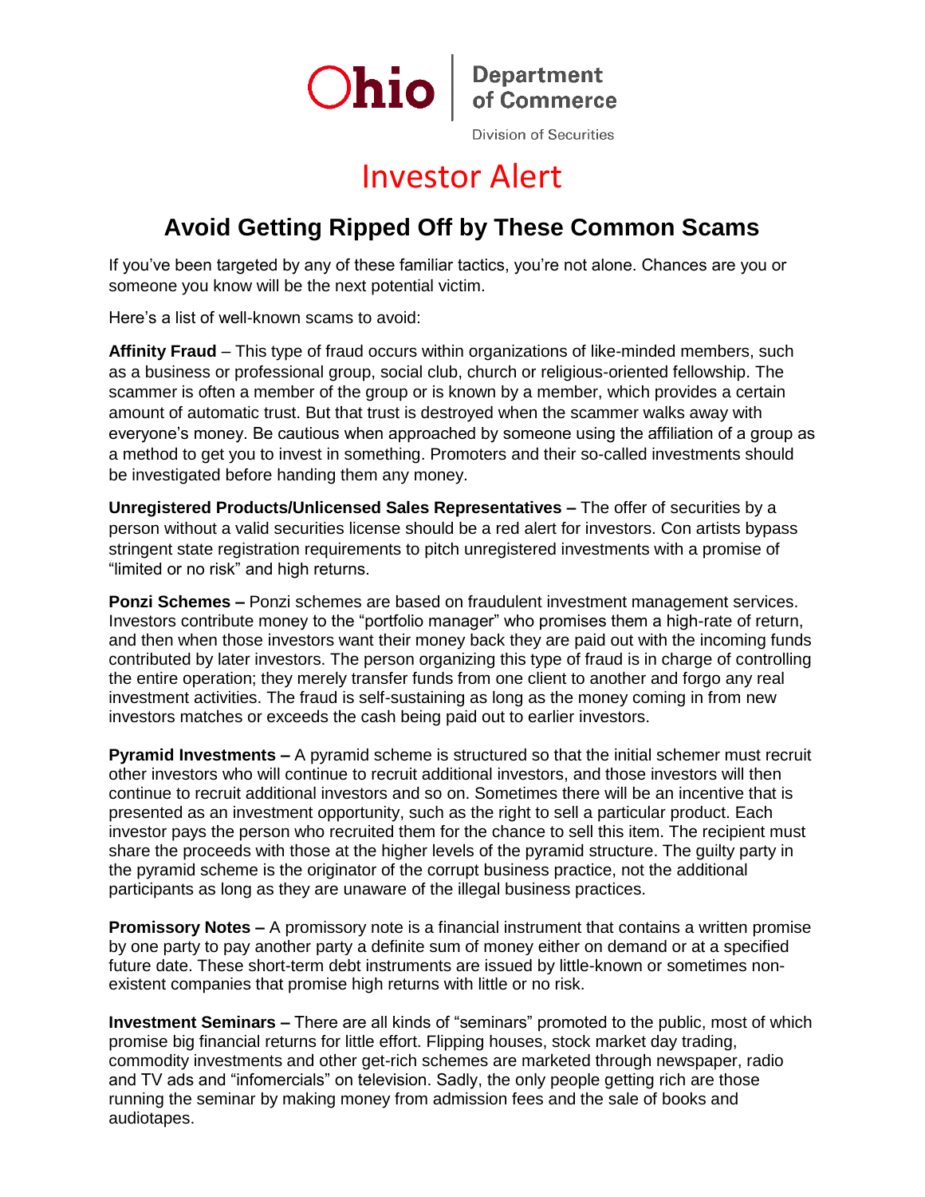Ohio | Department of Commerce

Division of Securities

# Investor Alert

## Avoid Getting Ripped Off by These Common Scams

If you've been targeted by any of these familiar tactics, you're not alone. Chances are you or someone you know will be the next potential victim.

Here's a list of well-known scams to avoid:

**Affinity Fraud** – This type of fraud occurs within organizations of like-minded members, such as a business or professional group, social club, church or religious-oriented fellowship. The scammer is often a member of the group or is known by a member, which provides a certain amount of automatic trust. But that trust is destroyed when the scammer walks away with everyone's money. Be cautious when approached by someone using the affiliation of a group as a method to get you to invest in something. Promoters and their so-called investments should be investigated before handing them any money.

**Unregistered Products/Unlicensed Sales Representatives –** The offer of securities by a person without a valid securities license should be a red alert for investors. Con artists bypass stringent state registration requirements to pitch unregistered investments with a promise of "limited or no risk" and high returns.

**Ponzi Schemes –** Ponzi schemes are based on fraudulent investment management services. Investors contribute money to the "portfolio manager" who promises them a high-rate of return, and then when those investors want their money back they are paid out with the incoming funds contributed by later investors. The person organizing this type of fraud is in charge of controlling the entire operation; they merely transfer funds from one client to another and forgo any real investment activities. The fraud is self-sustaining as long as the money coming in from new investors matches or exceeds the cash being paid out to earlier investors.

**Pyramid Investments –** A pyramid scheme is structured so that the initial schemer must recruit other investors who will continue to recruit additional investors, and those investors will then continue to recruit additional investors and so on. Sometimes there will be an incentive that is presented as an investment opportunity, such as the right to sell a particular product. Each investor pays the person who recruited them for the chance to sell this item. The recipient must share the proceeds with those at the higher levels of the pyramid structure. The guilty party in the pyramid scheme is the originator of the corrupt business practice, not the additional participants as long as they are unaware of the illegal business practices.

**Promissory Notes –** A promissory note is a financial instrument that contains a written promise by one party to pay another party a definite sum of money either on demand or at a specified future date. These short-term debt instruments are issued by little-known or sometimes non-existent companies that promise high returns with little or no risk.

**Investment Seminars –** There are all kinds of "seminars" promoted to the public, most of which promise big financial returns for little effort. Flipping houses, stock market day trading, commodity investments and other get-rich schemes are marketed through newspaper, radio and TV ads and "infomercials" on television. Sadly, the only people getting rich are those running the seminar by making money from admission fees and the sale of books and audiotapes.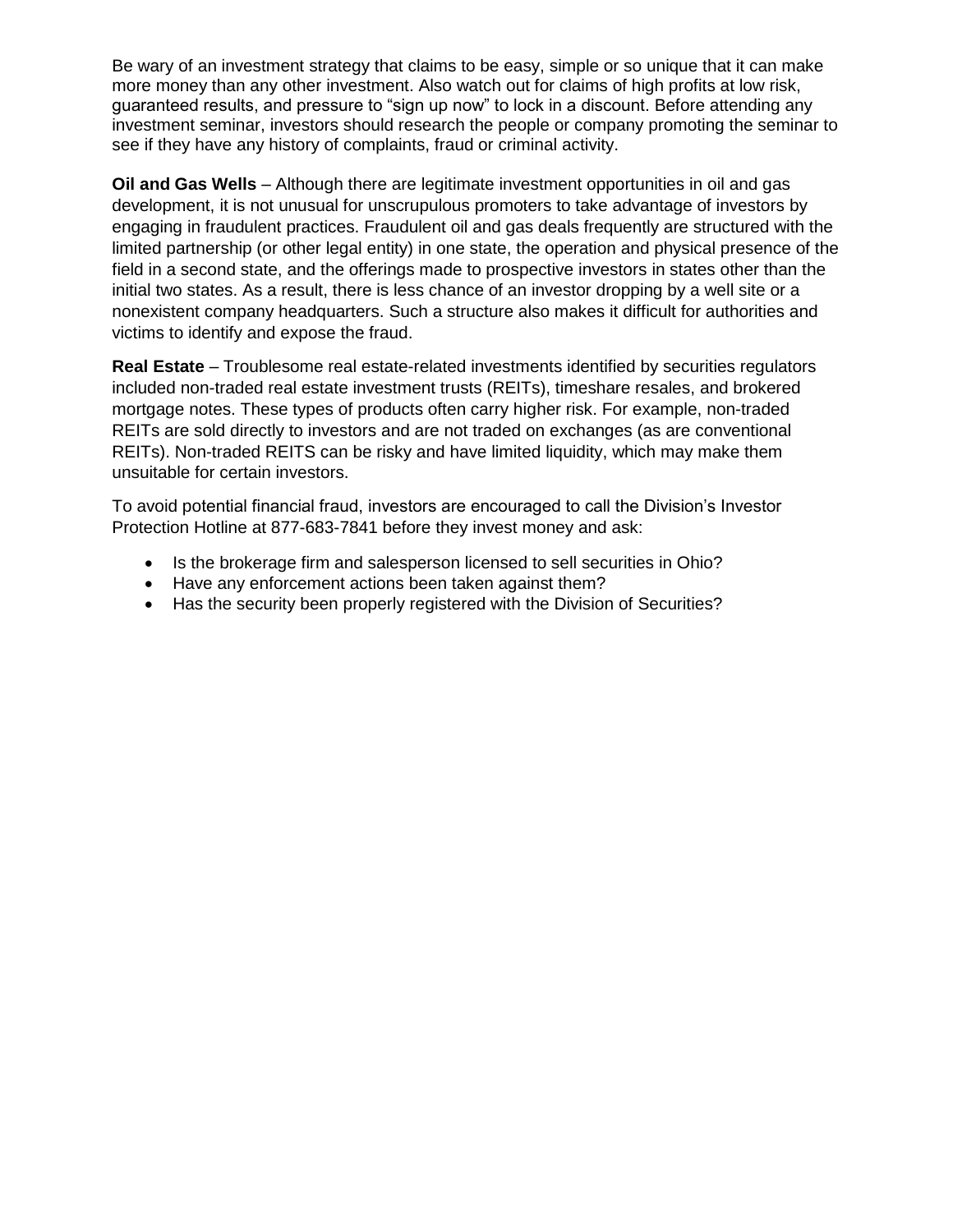Be wary of an investment strategy that claims to be easy, simple or so unique that it can make more money than any other investment. Also watch out for claims of high profits at low risk, guaranteed results, and pressure to "sign up now" to lock in a discount. Before attending any investment seminar, investors should research the people or company promoting the seminar to see if they have any history of complaints, fraud or criminal activity.

**Oil and Gas Wells** – Although there are legitimate investment opportunities in oil and gas development, it is not unusual for unscrupulous promoters to take advantage of investors by engaging in fraudulent practices. Fraudulent oil and gas deals frequently are structured with the limited partnership (or other legal entity) in one state, the operation and physical presence of the field in a second state, and the offerings made to prospective investors in states other than the initial two states. As a result, there is less chance of an investor dropping by a well site or a nonexistent company headquarters. Such a structure also makes it difficult for authorities and victims to identify and expose the fraud.

**Real Estate** – Troublesome real estate-related investments identified by securities regulators included non-traded real estate investment trusts (REITs), timeshare resales, and brokered mortgage notes. These types of products often carry higher risk. For example, non-traded REITs are sold directly to investors and are not traded on exchanges (as are conventional REITs). Non-traded REITS can be risky and have limited liquidity, which may make them unsuitable for certain investors.

To avoid potential financial fraud, investors are encouraged to call the Division's Investor Protection Hotline at 877-683-7841 before they invest money and ask:

- Is the brokerage firm and salesperson licensed to sell securities in Ohio?
- Have any enforcement actions been taken against them?
- Has the security been properly registered with the Division of Securities?